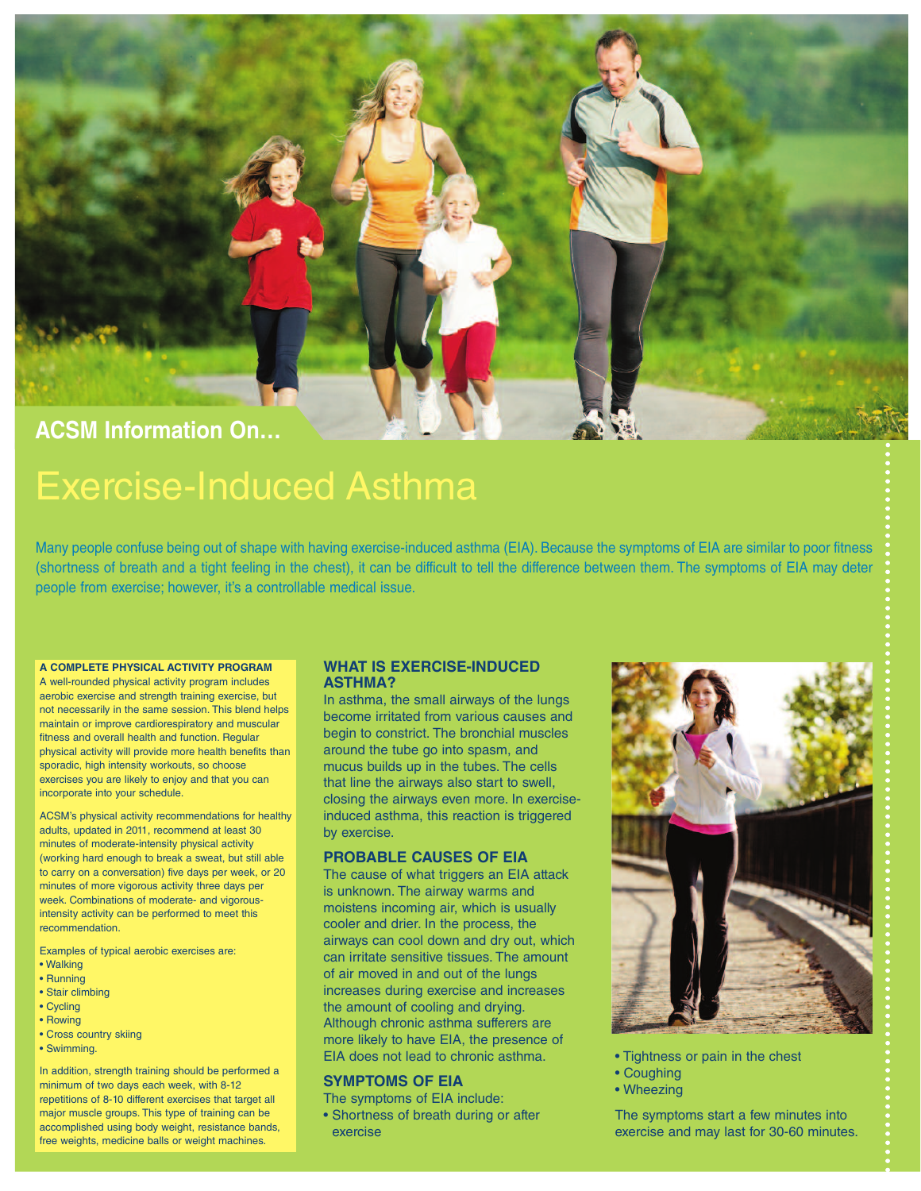ACSM Information On...

# Exercise-Induced Asthma

Many people confuse being out of shape with having exercise-induced asthma (EIA). Because the symptoms of EIA are similar to poor fitness (shortness of breath and a tight feeling in the chest), it can be difficult to tell the difference between them. The symptoms of EIA may deter people from exercise; however, it's a controllable medical issue.

**A COMPLETE PHYSICAL ACTIVITY PROGRAM**

A well-rounded physical activity program includes aerobic exercise and strength training exercise, but not necessarily in the same session. This blend helps maintain or improve cardiorespiratory and muscular fitness and overall health and function. Regular physical activity will provide more health benefits than sporadic, high intensity workouts, so choose exercises you are likely to enjoy and that you can incorporate into your schedule.

ACSM's physical activity recommendations for healthy adults, updated in 2011, recommend at least 30 minutes of moderate-intensity physical activity (working hard enough to break a sweat, but still able to carry on a conversation) five days per week, or 20 minutes of more vigorous activity three days per week. Combinations of moderate- and vigorous-intensity activity can be performed to meet this recommendation.

Examples of typical aerobic exercises are:

- Walking
- Running
- Stair climbing
- Cycling
- Rowing
- Cross country skiing
- Swimming.

In addition, strength training should be performed a minimum of two days each week, with 8-12 repetitions of 8-10 different exercises that target all major muscle groups. This type of training can be accomplished using body weight, resistance bands, free weights, medicine balls or weight machines.

## WHAT IS EXERCISE-INDUCED ASTHMA?

In asthma, the small airways of the lungs become irritated from various causes and begin to constrict. The bronchial muscles around the tube go into spasm, and mucus builds up in the tubes. The cells that line the airways also start to swell, closing the airways even more. In exercise-induced asthma, this reaction is triggered by exercise.

## PROBABLE CAUSES OF EIA

The cause of what triggers an EIA attack is unknown. The airway warms and moistens incoming air, which is usually cooler and drier. In the process, the airways can cool down and dry out, which can irritate sensitive tissues. The amount of air moved in and out of the lungs increases during exercise and increases the amount of cooling and drying. Although chronic asthma sufferers are more likely to have EIA, the presence of EIA does not lead to chronic asthma.

## SYMPTOMS OF EIA

The symptoms of EIA include:

- Shortness of breath during or after exercise
- Tightness or pain in the chest
- Coughing
- Wheezing

The symptoms start a few minutes into exercise and may last for 30-60 minutes.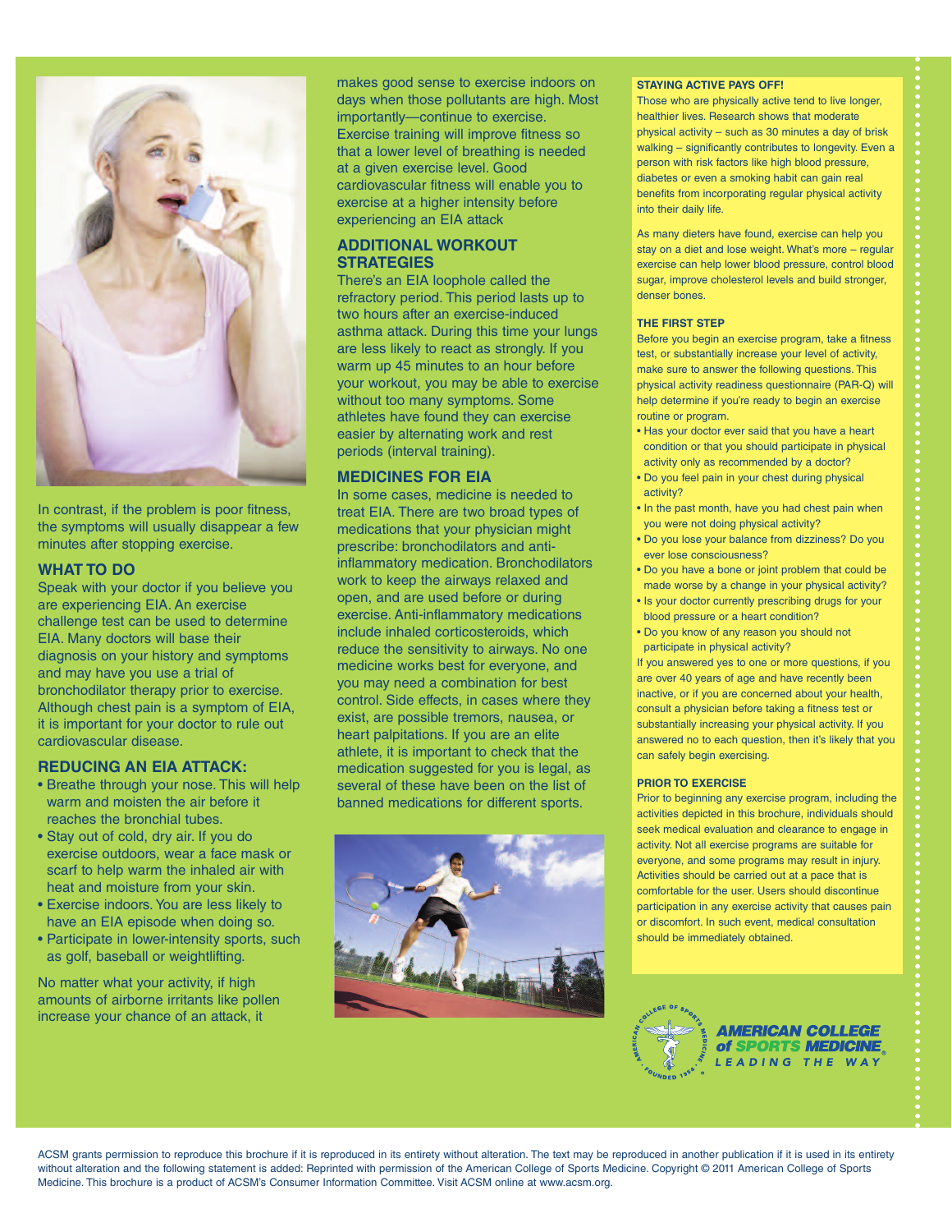In contrast, if the problem is poor fitness, the symptoms will usually disappear a few minutes after stopping exercise.

## WHAT TO DO

Speak with your doctor if you believe you are experiencing EIA. An exercise challenge test can be used to determine EIA. Many doctors will base their diagnosis on your history and symptoms and may have you use a trial of bronchodilator therapy prior to exercise. Although chest pain is a symptom of EIA, it is important for your doctor to rule out cardiovascular disease.

## REDUCING AN EIA ATTACK:

- Breathe through your nose. This will help warm and moisten the air before it reaches the bronchial tubes.
- Stay out of cold, dry air. If you do exercise outdoors, wear a face mask or scarf to help warm the inhaled air with heat and moisture from your skin.
- Exercise indoors. You are less likely to have an EIA episode when doing so.
- Participate in lower-intensity sports, such as golf, baseball or weightlifting.

No matter what your activity, if high amounts of airborne irritants like pollen increase your chance of an attack, it makes good sense to exercise indoors on days when those pollutants are high. Most importantly—continue to exercise. Exercise training will improve fitness so that a lower level of breathing is needed at a given exercise level. Good cardiovascular fitness will enable you to exercise at a higher intensity before experiencing an EIA attack

## ADDITIONAL WORKOUT STRATEGIES

There's an EIA loophole called the refractory period. This period lasts up to two hours after an exercise-induced asthma attack. During this time your lungs are less likely to react as strongly. If you warm up 45 minutes to an hour before your workout, you may be able to exercise without too many symptoms. Some athletes have found they can exercise easier by alternating work and rest periods (interval training).

## MEDICINES FOR EIA

In some cases, medicine is needed to treat EIA. There are two broad types of medications that your physician might prescribe: bronchodilators and anti-inflammatory medication. Bronchodilators work to keep the airways relaxed and open, and are used before or during exercise. Anti-inflammatory medications include inhaled corticosteroids, which reduce the sensitivity to airways. No one medicine works best for everyone, and you may need a combination for best control. Side effects, in cases where they exist, are possible tremors, nausea, or heart palpitations. If you are an elite athlete, it is important to check that the medication suggested for you is legal, as several of these have been on the list of banned medications for different sports.

### STAYING ACTIVE PAYS OFF!

Those who are physically active tend to live longer, healthier lives. Research shows that moderate physical activity – such as 30 minutes a day of brisk walking – significantly contributes to longevity. Even a person with risk factors like high blood pressure, diabetes or even a smoking habit can gain real benefits from incorporating regular physical activity into their daily life.

As many dieters have found, exercise can help you stay on a diet and lose weight. What's more – regular exercise can help lower blood pressure, control blood sugar, improve cholesterol levels and build stronger, denser bones.

### THE FIRST STEP

Before you begin an exercise program, take a fitness test, or substantially increase your level of activity, make sure to answer the following questions. This physical activity readiness questionnaire (PAR-Q) will help determine if you're ready to begin an exercise routine or program.

- Has your doctor ever said that you have a heart condition or that you should participate in physical activity only as recommended by a doctor?
- Do you feel pain in your chest during physical activity?
- In the past month, have you had chest pain when you were not doing physical activity?
- Do you lose your balance from dizziness? Do you ever lose consciousness?
- Do you have a bone or joint problem that could be made worse by a change in your physical activity?
- Is your doctor currently prescribing drugs for your blood pressure or a heart condition?
- Do you know of any reason you should not participate in physical activity?

If you answered yes to one or more questions, if you are over 40 years of age and have recently been inactive, or if you are concerned about your health, consult a physician before taking a fitness test or substantially increasing your physical activity. If you answered no to each question, then it's likely that you can safely begin exercising.

### PRIOR TO EXERCISE

Prior to beginning any exercise program, including the activities depicted in this brochure, individuals should seek medical evaluation and clearance to engage in activity. Not all exercise programs are suitable for everyone, and some programs may result in injury. Activities should be carried out at a pace that is comfortable for the user. Users should discontinue participation in any exercise activity that causes pain or discomfort. In such event, medical consultation should be immediately obtained.

AMERICAN COLLEGE of SPORTS MEDICINE®
LEADING THE WAY

ACSM grants permission to reproduce this brochure if it is reproduced in its entirety without alteration. The text may be reproduced in another publication if it is used in its entirety without alteration and the following statement is added: Reprinted with permission of the American College of Sports Medicine. Copyright © 2011 American College of Sports Medicine. This brochure is a product of ACSM's Consumer Information Committee. Visit ACSM online at www.acsm.org.